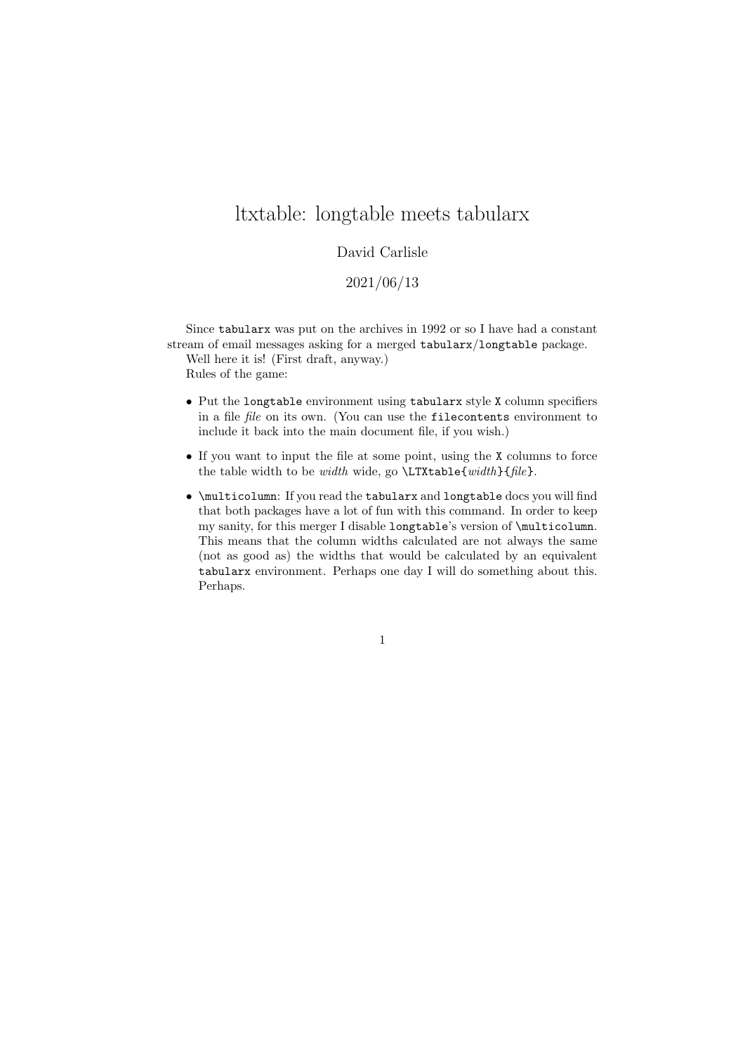# ltxtable: longtable meets tabularx

David Carlisle

2021/06/13

Since `tabularx` was put on the archives in 1992 or so I have had a constant stream of email messages asking for a merged `tabularx`/`longtable` package.

Well here it is! (First draft, anyway.)

Rules of the game:

- Put the `longtable` environment using `tabularx` style `X` column specifiers in a file *file* on its own. (You can use the `filecontents` environment to include it back into the main document file, if you wish.)
- If you want to input the file at some point, using the `X` columns to force the table width to be *width* wide, go `\LTXtable{`*width*`}{`*file*`}`.
- `\multicolumn`: If you read the `tabularx` and `longtable` docs you will find that both packages have a lot of fun with this command. In order to keep my sanity, for this merger I disable `longtable`'s version of `\multicolumn`. This means that the column widths calculated are not always the same (not as good as) the widths that would be calculated by an equivalent `tabularx` environment. Perhaps one day I will do something about this. Perhaps.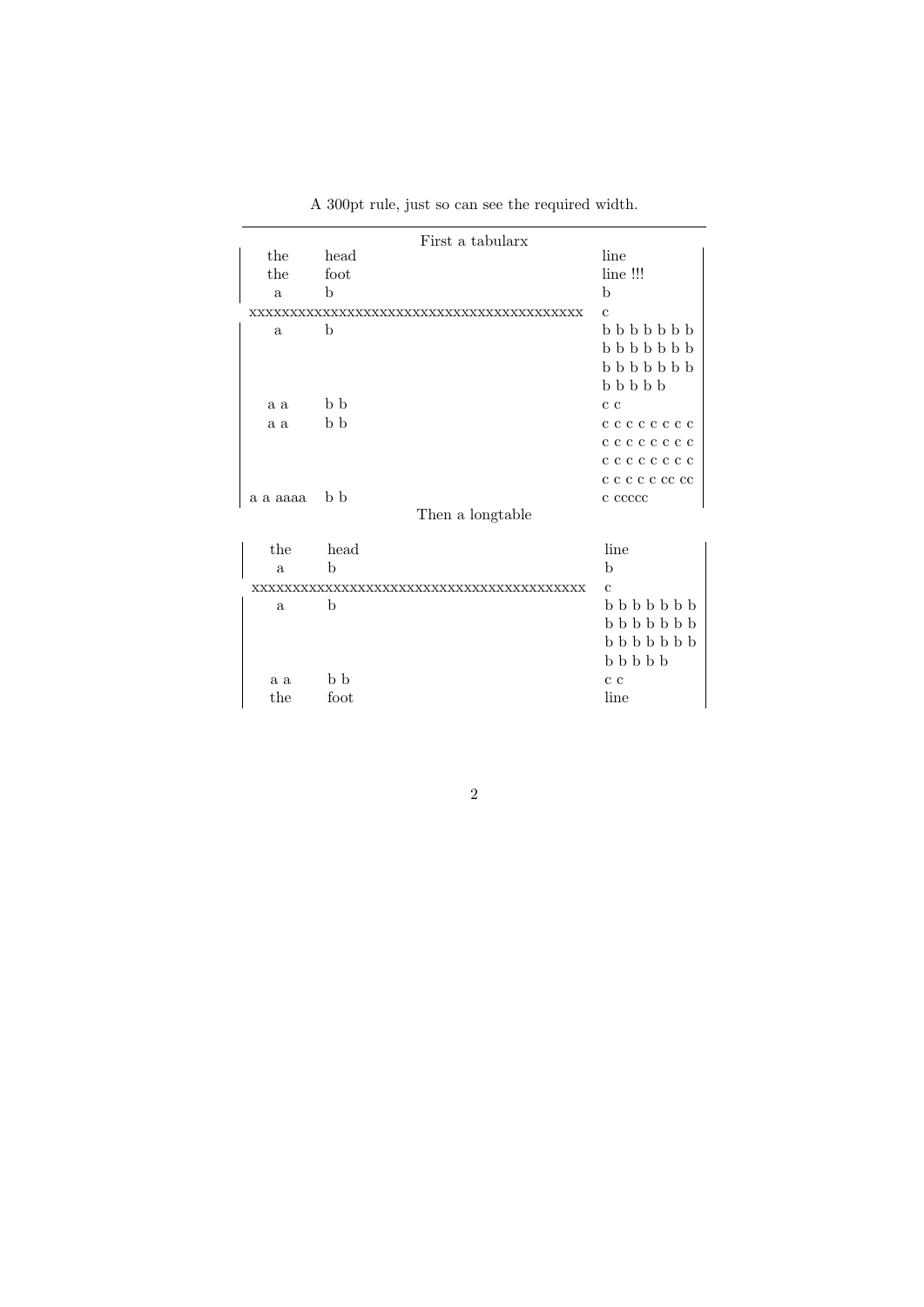A 300pt rule, just so can see the required width.

---

First a tabularx

| the | head | line |
|---|---|---|
| the | foot | line !!! |
| a | b | b |
| xxxxxxxxxxxxxxxxxxxxxxxxxxxxxxxxxxxxxxxxxxx | | c |
| a | b | b b b b b b b b b b b b b b b b b b b b b b b b b |
| a a | b b | c c |
| a a | b b | c c c c c c c c c c c c c c c c c c c c c c c c c c c c c cc cc |
| a a aaaa | b b | c ccccc |

Then a longtable

| the | head | line |
|---|---|---|
| a | b | b |
| xxxxxxxxxxxxxxxxxxxxxxxxxxxxxxxxxxxxxxxxxxx | | c |
| a | b | b b b b b b b b b b b b b b b b b b b b b b b b b |
| a a | b b | c c |
| the | foot | line |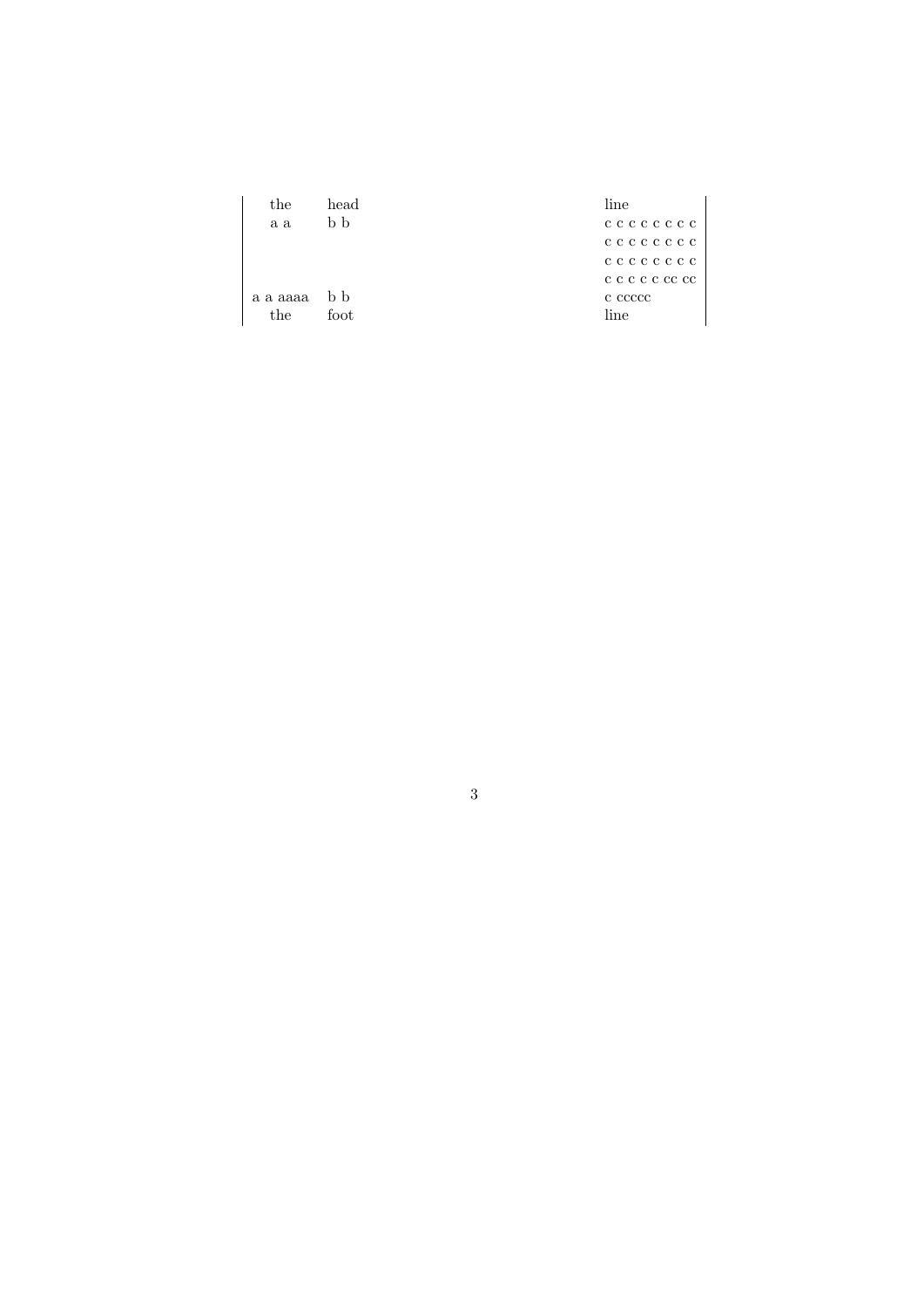| | | |
|---|---|---|
| the | head | line |
| a a | b b | c c c c c c c c c<br>c c c c c c c c c<br>c c c c c c c c c<br>c c c c c c cc cc |
| a a aaaa | b b | c ccccc |
| the | foot | line |